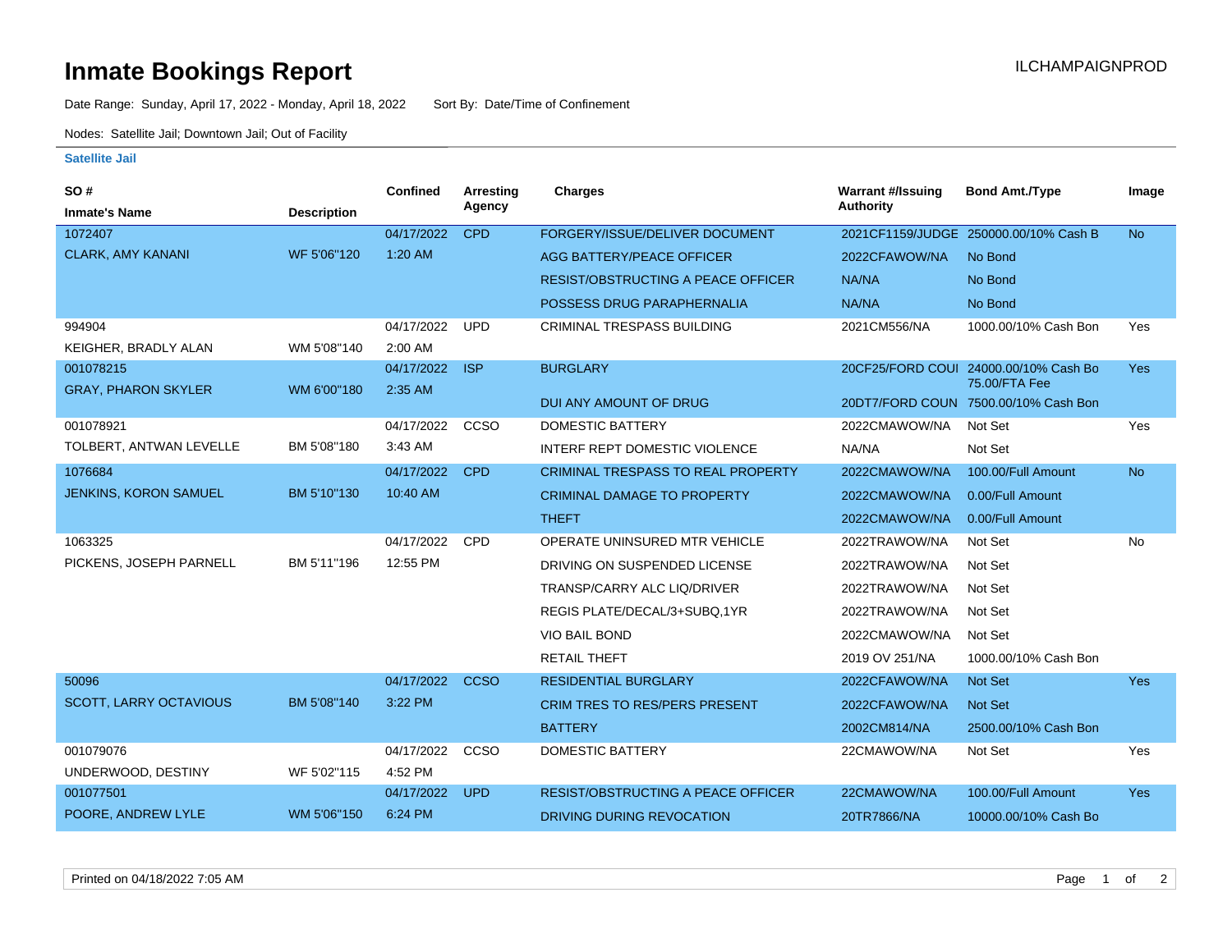# Inmate Bookings Report

ILCHAMPAIGNPROD

Date Range: Sunday, April 17, 2022 - Monday, April 18, 2022    Sort By: Date/Time of Confinement

Nodes: Satellite Jail; Downtown Jail; Out of Facility

### Satellite Jail

| SO # / Inmate's Name | Description | Confined | Arresting Agency | Charges | Warrant #/Issuing Authority | Bond Amt./Type | Image |
|---|---|---|---|---|---|---|---|
| 1072407 CLARK, AMY KANANI | WF 5'06''120 | 04/17/2022 1:20 AM | CPD | FORGERY/ISSUE/DELIVER DOCUMENT | 2021CF1159/JUDGE | 250000.00/10% Cash B | No |
| | | | | AGG BATTERY/PEACE OFFICER | 2022CFAWOW/NA | No Bond | |
| | | | | RESIST/OBSTRUCTING A PEACE OFFICER | NA/NA | No Bond | |
| | | | | POSSESS DRUG PARAPHERNALIA | NA/NA | No Bond | |
| 994904 KEIGHER, BRADLY ALAN | WM 5'08''140 | 04/17/2022 2:00 AM | UPD | CRIMINAL TRESPASS BUILDING | 2021CM556/NA | 1000.00/10% Cash Bon | Yes |
| 001078215 GRAY, PHARON SKYLER | WM 6'00''180 | 04/17/2022 2:35 AM | ISP | BURGLARY | 20CF25/FORD COUI | 24000.00/10% Cash Bo 75.00/FTA Fee | Yes |
| | | | | DUI ANY AMOUNT OF DRUG | 20DT7/FORD COUN | 7500.00/10% Cash Bon | |
| 001078921 TOLBERT, ANTWAN LEVELLE | BM 5'08''180 | 04/17/2022 3:43 AM | CCSO | DOMESTIC BATTERY | 2022CMAWOW/NA | Not Set | Yes |
| | | | | INTERF REPT DOMESTIC VIOLENCE | NA/NA | Not Set | |
| 1076684 JENKINS, KORON SAMUEL | BM 5'10''130 | 04/17/2022 10:40 AM | CPD | CRIMINAL TRESPASS TO REAL PROPERTY | 2022CMAWOW/NA | 100.00/Full Amount | No |
| | | | | CRIMINAL DAMAGE TO PROPERTY | 2022CMAWOW/NA | 0.00/Full Amount | |
| | | | | THEFT | 2022CMAWOW/NA | 0.00/Full Amount | |
| 1063325 PICKENS, JOSEPH PARNELL | BM 5'11''196 | 04/17/2022 12:55 PM | CPD | OPERATE UNINSURED MTR VEHICLE | 2022TRAWOW/NA | Not Set | No |
| | | | | DRIVING ON SUSPENDED LICENSE | 2022TRAWOW/NA | Not Set | |
| | | | | TRANSP/CARRY ALC LIQ/DRIVER | 2022TRAWOW/NA | Not Set | |
| | | | | REGIS PLATE/DECAL/3+SUBQ,1YR | 2022TRAWOW/NA | Not Set | |
| | | | | VIO BAIL BOND | 2022CMAWOW/NA | Not Set | |
| | | | | RETAIL THEFT | 2019 OV 251/NA | 1000.00/10% Cash Bon | |
| 50096 SCOTT, LARRY OCTAVIOUS | BM 5'08''140 | 04/17/2022 3:22 PM | CCSO | RESIDENTIAL BURGLARY | 2022CFAWOW/NA | Not Set | Yes |
| | | | | CRIM TRES TO RES/PERS PRESENT | 2022CFAWOW/NA | Not Set | |
| | | | | BATTERY | 2002CM814/NA | 2500.00/10% Cash Bon | |
| 001079076 UNDERWOOD, DESTINY | WF 5'02''115 | 04/17/2022 4:52 PM | CCSO | DOMESTIC BATTERY | 22CMAWOW/NA | Not Set | Yes |
| 001077501 POORE, ANDREW LYLE | WM 5'06''150 | 04/17/2022 6:24 PM | UPD | RESIST/OBSTRUCTING A PEACE OFFICER | 22CMAWOW/NA | 100.00/Full Amount | Yes |
| | | | | DRIVING DURING REVOCATION | 20TR7866/NA | 10000.00/10% Cash Bo | |

Printed on 04/18/2022 7:05 AM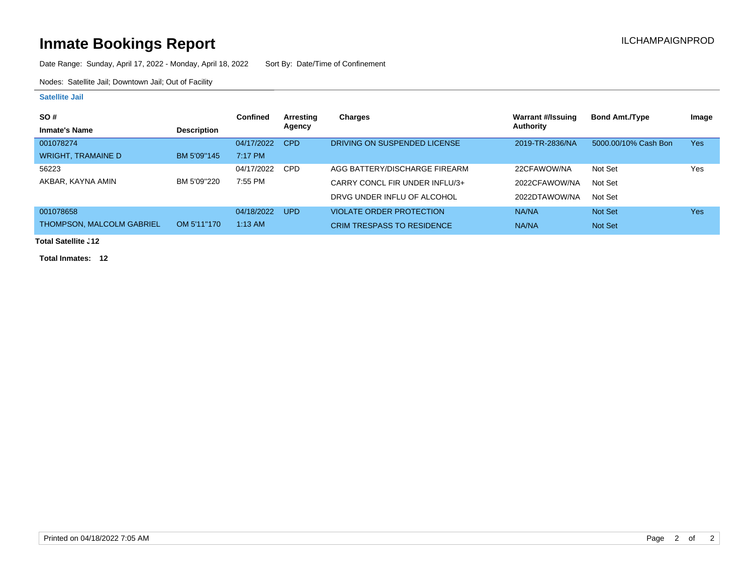# Inmate Bookings Report

ILCHAMPAIGNPROD

Date Range: Sunday, April 17, 2022 - Monday, April 18, 2022    Sort By: Date/Time of Confinement

Nodes: Satellite Jail; Downtown Jail; Out of Facility

### Satellite Jail

| SO # / Inmate's Name | Description | Confined | Arresting Agency | Charges | Warrant #/Issuing Authority | Bond Amt./Type | Image |
|---|---|---|---|---|---|---|---|
| 001078274<br>WRIGHT, TRAMAINE D | BM 5'09"145 | 04/17/2022<br>7:17 PM | CPD | DRIVING ON SUSPENDED LICENSE | 2019-TR-2836/NA | 5000.00/10% Cash Bon | Yes |
| 56223<br>AKBAR, KAYNA AMIN | BM 5'09"220 | 04/17/2022<br>7:55 PM | CPD | AGG BATTERY/DISCHARGE FIREARM | 22CFAWOW/NA | Not Set | Yes |
| | | | | CARRY CONCL FIR UNDER INFLU/3+ | 2022CFAWOW/NA | Not Set | |
| | | | | DRVG UNDER INFLU OF ALCOHOL | 2022DTAWOW/NA | Not Set | |
| 001078658<br>THOMPSON, MALCOLM GABRIEL | OM 5'11"170 | 04/18/2022<br>1:13 AM | UPD | VIOLATE ORDER PROTECTION | NA/NA | Not Set | Yes |
| | | | | CRIM TRESPASS TO RESIDENCE | NA/NA | Not Set | |

**Total Satellite J 12**

**Total Inmates: 12**

Printed on 04/18/2022 7:05 AM